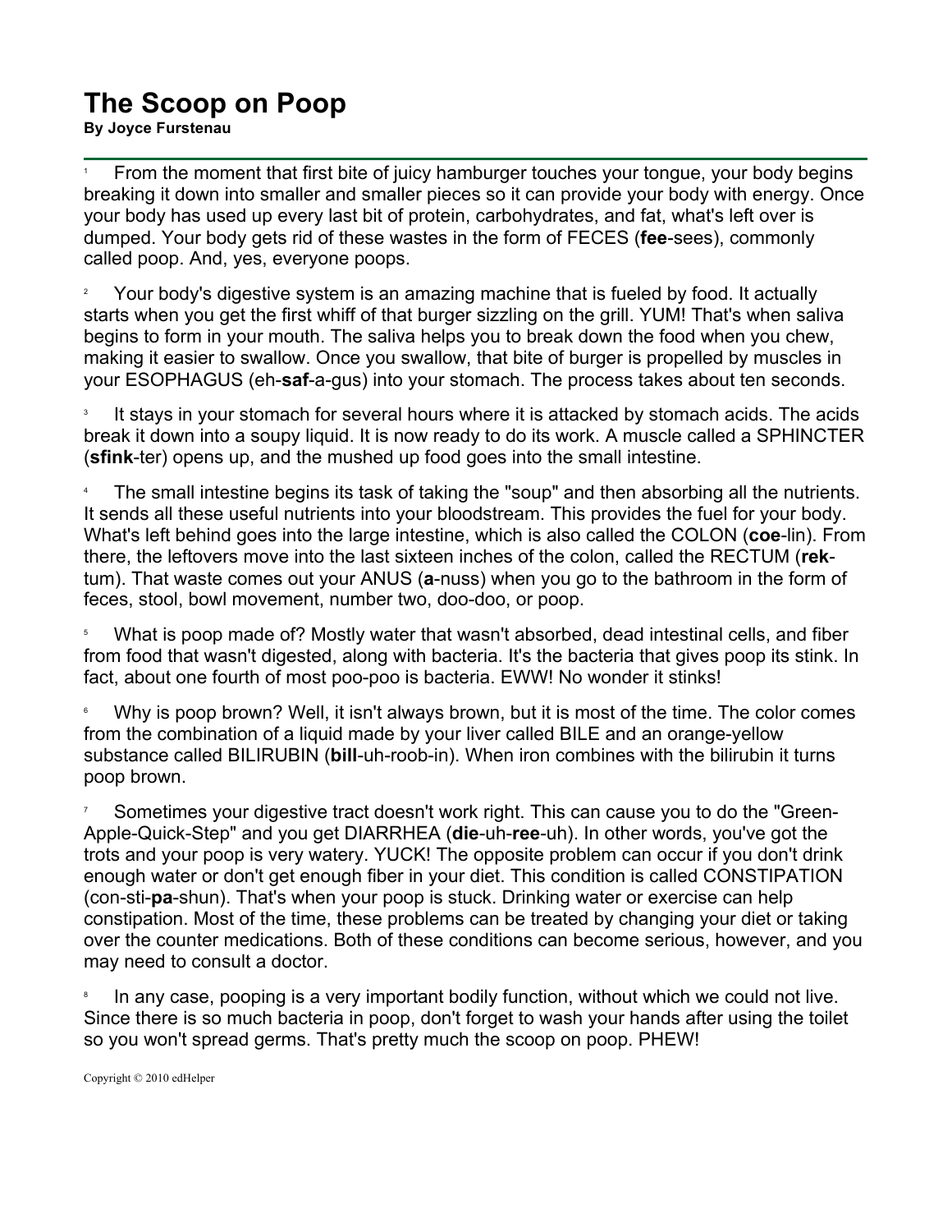# The Scoop on Poop

**By Joyce Furstenau**

1 From the moment that first bite of juicy hamburger touches your tongue, your body begins breaking it down into smaller and smaller pieces so it can provide your body with energy. Once your body has used up every last bit of protein, carbohydrates, and fat, what's left over is dumped. Your body gets rid of these wastes in the form of FECES (**fee**-sees), commonly called poop. And, yes, everyone poops.

2 Your body's digestive system is an amazing machine that is fueled by food. It actually starts when you get the first whiff of that burger sizzling on the grill. YUM! That's when saliva begins to form in your mouth. The saliva helps you to break down the food when you chew, making it easier to swallow. Once you swallow, that bite of burger is propelled by muscles in your ESOPHAGUS (eh-**saf**-a-gus) into your stomach. The process takes about ten seconds.

3 It stays in your stomach for several hours where it is attacked by stomach acids. The acids break it down into a soupy liquid. It is now ready to do its work. A muscle called a SPHINCTER (**sfink**-ter) opens up, and the mushed up food goes into the small intestine.

4 The small intestine begins its task of taking the "soup" and then absorbing all the nutrients. It sends all these useful nutrients into your bloodstream. This provides the fuel for your body. What's left behind goes into the large intestine, which is also called the COLON (**coe**-lin). From there, the leftovers move into the last sixteen inches of the colon, called the RECTUM (**rek**-tum). That waste comes out your ANUS (**a**-nuss) when you go to the bathroom in the form of feces, stool, bowl movement, number two, doo-doo, or poop.

5 What is poop made of? Mostly water that wasn't absorbed, dead intestinal cells, and fiber from food that wasn't digested, along with bacteria. It's the bacteria that gives poop its stink. In fact, about one fourth of most poo-poo is bacteria. EWW! No wonder it stinks!

6 Why is poop brown? Well, it isn't always brown, but it is most of the time. The color comes from the combination of a liquid made by your liver called BILE and an orange-yellow substance called BILIRUBIN (**bill**-uh-roob-in). When iron combines with the bilirubin it turns poop brown.

7 Sometimes your digestive tract doesn't work right. This can cause you to do the "Green-Apple-Quick-Step" and you get DIARRHEA (**die**-uh-**ree**-uh). In other words, you've got the trots and your poop is very watery. YUCK! The opposite problem can occur if you don't drink enough water or don't get enough fiber in your diet. This condition is called CONSTIPATION (con-sti-**pa**-shun). That's when your poop is stuck. Drinking water or exercise can help constipation. Most of the time, these problems can be treated by changing your diet or taking over the counter medications. Both of these conditions can become serious, however, and you may need to consult a doctor.

8 In any case, pooping is a very important bodily function, without which we could not live. Since there is so much bacteria in poop, don't forget to wash your hands after using the toilet so you won't spread germs. That's pretty much the scoop on poop. PHEW!

Copyright © 2010 edHelper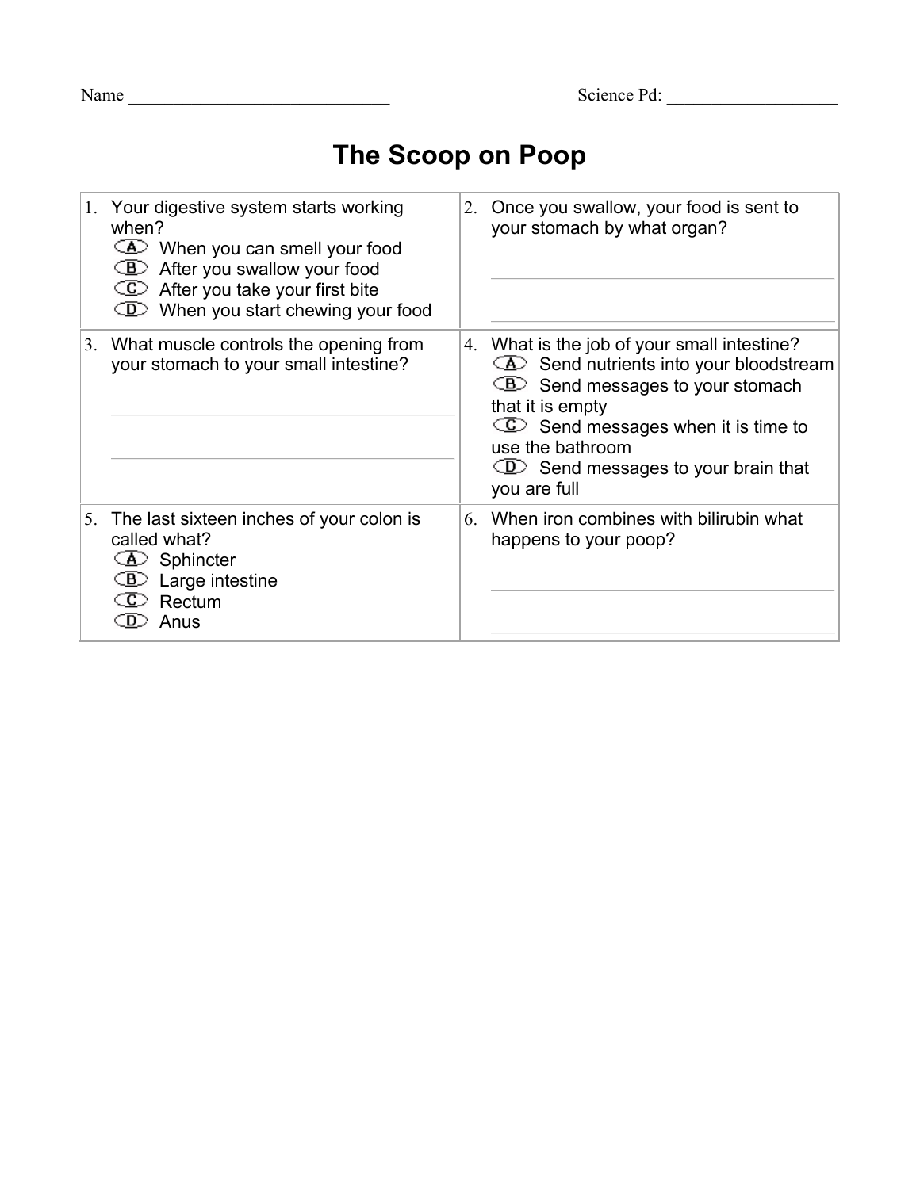Name ______________________________ Science Pd: ___________________

# The Scoop on Poop

| | |
|---|---|
| 1. Your digestive system starts working when?<br>(A) When you can smell your food<br>(B) After you swallow your food<br>(C) After you take your first bite<br>(D) When you start chewing your food | 2. Once you swallow, your food is sent to your stomach by what organ?<br>________________________________<br>________________________________ |
| 3. What muscle controls the opening from your stomach to your small intestine?<br>________________________________<br>________________________________ | 4. What is the job of your small intestine?<br>(A) Send nutrients into your bloodstream<br>(B) Send messages to your stomach that it is empty<br>(C) Send messages when it is time to use the bathroom<br>(D) Send messages to your brain that you are full |
| 5. The last sixteen inches of your colon is called what?<br>(A) Sphincter<br>(B) Large intestine<br>(C) Rectum<br>(D) Anus | 6. When iron combines with bilirubin what happens to your poop?<br>________________________________<br>________________________________ |